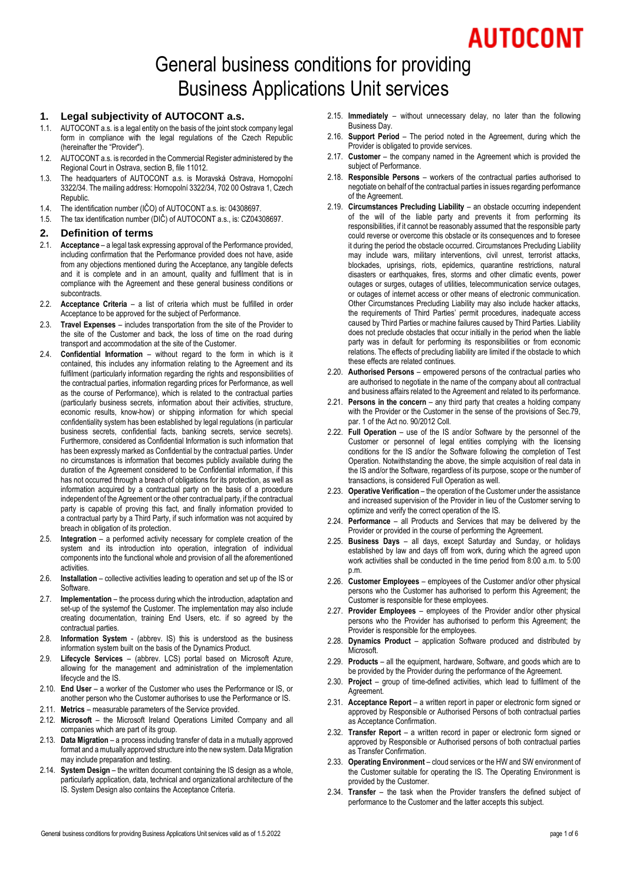AUTOCONT

# General business conditions for providing Business Applications Unit services

## 1. Legal subjectivity of AUTOCONT a.s.

1.1. AUTOCONT a.s. is a legal entity on the basis of the joint stock company legal form in compliance with the legal regulations of the Czech Republic (hereinafter the "Provider").

1.2. AUTOCONT a.s. is recorded in the Commercial Register administered by the Regional Court in Ostrava, section B, file 11012.

1.3. The headquarters of AUTOCONT a.s. is Moravská Ostrava, Hornopolní 3322/34. The mailing address: Hornopolní 3322/34, 702 00 Ostrava 1, Czech Republic.

1.4. The identification number (IČO) of AUTOCONT a.s. is: 04308697.

1.5. The tax identification number (DIČ) of AUTOCONT a.s., is: CZ04308697.

## 2. Definition of terms

2.1. **Acceptance** – a legal task expressing approval of the Performance provided, including confirmation that the Performance provided does not have, aside from any objections mentioned during the Acceptance, any tangible defects and it is complete and in an amount, quality and fulfilment that is in compliance with the Agreement and these general business conditions or subcontracts.

2.2. **Acceptance Criteria** – a list of criteria which must be fulfilled in order Acceptance to be approved for the subject of Performance.

2.3. **Travel Expenses** – includes transportation from the site of the Provider to the site of the Customer and back, the loss of time on the road during transport and accommodation at the site of the Customer.

2.4. **Confidential Information** – without regard to the form in which is it contained, this includes any information relating to the Agreement and its fulfilment (particularly information regarding the rights and responsibilities of the contractual parties, information regarding prices for Performance, as well as the course of Performance), which is related to the contractual parties (particularly business secrets, information about their activities, structure, economic results, know-how) or shipping information for which special confidentiality system has been established by legal regulations (in particular business secrets, confidential facts, banking secrets, service secrets). Furthermore, considered as Confidential Information is such information that has been expressly marked as Confidential by the contractual parties. Under no circumstances is information that becomes publicly available during the duration of the Agreement considered to be Confidential information, if this has not occurred through a breach of obligations for its protection, as well as information acquired by a contractual party on the basis of a procedure independent of the Agreement or the other contractual party, if the contractual party is capable of proving this fact, and finally information provided to a contractual party by a Third Party, if such information was not acquired by breach in obligation of its protection.

2.5. **Integration** – a performed activity necessary for complete creation of the system and its introduction into operation, integration of individual components into the functional whole and provision of all the aforementioned activities.

2.6. **Installation** – collective activities leading to operation and set up of the IS or Software.

2.7. **Implementation** – the process during which the introduction, adaptation and set-up of the systemof the Customer. The implementation may also include creating documentation, training End Users, etc. if so agreed by the contractual parties.

2.8. **Information System** - (abbrev. IS) this is understood as the business information system built on the basis of the Dynamics Product.

2.9. **Lifecycle Services** – (abbrev. LCS) portal based on Microsoft Azure, allowing for the management and administration of the implementation lifecycle and the IS.

2.10. **End User** – a worker of the Customer who uses the Performance or IS, or another person who the Customer authorises to use the Performance or IS.

2.11. **Metrics** – measurable parameters of the Service provided.

2.12. **Microsoft** – the Microsoft Ireland Operations Limited Company and all companies which are part of its group.

2.13. **Data Migration** – a process including transfer of data in a mutually approved format and a mutually approved structure into the new system. Data Migration may include preparation and testing.

2.14. **System Design** – the written document containing the IS design as a whole, particularly application, data, technical and organizational architecture of the IS. System Design also contains the Acceptance Criteria.

2.15. **Immediately** – without unnecessary delay, no later than the following Business Day.

2.16. **Support Period** – The period noted in the Agreement, during which the Provider is obligated to provide services.

2.17. **Customer** – the company named in the Agreement which is provided the subject of Performance.

2.18. **Responsible Persons** – workers of the contractual parties authorised to negotiate on behalf of the contractual parties in issues regarding performance of the Agreement.

2.19. **Circumstances Precluding Liability** – an obstacle occurring independent of the will of the liable party and prevents it from performing its responsibilities, if it cannot be reasonably assumed that the responsible party could reverse or overcome this obstacle or its consequences and to foresee it during the period the obstacle occurred. Circumstances Precluding Liability may include wars, military interventions, civil unrest, terrorist attacks, blockades, uprisings, riots, epidemics, quarantine restrictions, natural disasters or earthquakes, fires, storms and other climatic events, power outages or surges, outages of utilities, telecommunication service outages, or outages of internet access or other means of electronic communication. Other Circumstances Precluding Liability may also include hacker attacks, the requirements of Third Parties' permit procedures, inadequate access caused by Third Parties or machine failures caused by Third Parties. Liability does not preclude obstacles that occur initially in the period when the liable party was in default for performing its responsibilities or from economic relations. The effects of precluding liability are limited if the obstacle to which these effects are related continues.

2.20. **Authorised Persons** – empowered persons of the contractual parties who are authorised to negotiate in the name of the company about all contractual and business affairs related to the Agreement and related to its performance.

2.21. **Persons in the concern** – any third party that creates a holding company with the Provider or the Customer in the sense of the provisions of Sec.79, par. 1 of the Act no. 90/2012 Coll.

2.22. **Full Operation** – use of the IS and/or Software by the personnel of the Customer or personnel of legal entities complying with the licensing conditions for the IS and/or the Software following the completion of Test Operation. Notwithstanding the above, the simple acquisition of real data in the IS and/or the Software, regardless of its purpose, scope or the number of transactions, is considered Full Operation as well.

2.23. **Operative Verification** – the operation of the Customer under the assistance and increased supervision of the Provider in lieu of the Customer serving to optimize and verify the correct operation of the IS.

2.24. **Performance** – all Products and Services that may be delivered by the Provider or provided in the course of performing the Agreement.

2.25. **Business Days** – all days, except Saturday and Sunday, or holidays established by law and days off from work, during which the agreed upon work activities shall be conducted in the time period from 8:00 a.m. to 5:00 p.m.

2.26. **Customer Employees** – employees of the Customer and/or other physical persons who the Customer has authorised to perform this Agreement; the Customer is responsible for these employees.

2.27. **Provider Employees** – employees of the Provider and/or other physical persons who the Provider has authorised to perform this Agreement; the Provider is responsible for the employees.

2.28. **Dynamics Product** – application Software produced and distributed by Microsoft.

2.29. **Products** – all the equipment, hardware, Software, and goods which are to be provided by the Provider during the performance of the Agreement.

2.30. **Project** – group of time-defined activities, which lead to fulfilment of the Agreement.

2.31. **Acceptance Report** – a written report in paper or electronic form signed or approved by Responsible or Authorised Persons of both contractual parties as Acceptance Confirmation.

2.32. **Transfer Report** – a written record in paper or electronic form signed or approved by Responsible or Authorised persons of both contractual parties as Transfer Confirmation.

2.33. **Operating Environment** – cloud services or the HW and SW environment of the Customer suitable for operating the IS. The Operating Environment is provided by the Customer.

2.34. **Transfer** – the task when the Provider transfers the defined subject of performance to the Customer and the latter accepts this subject.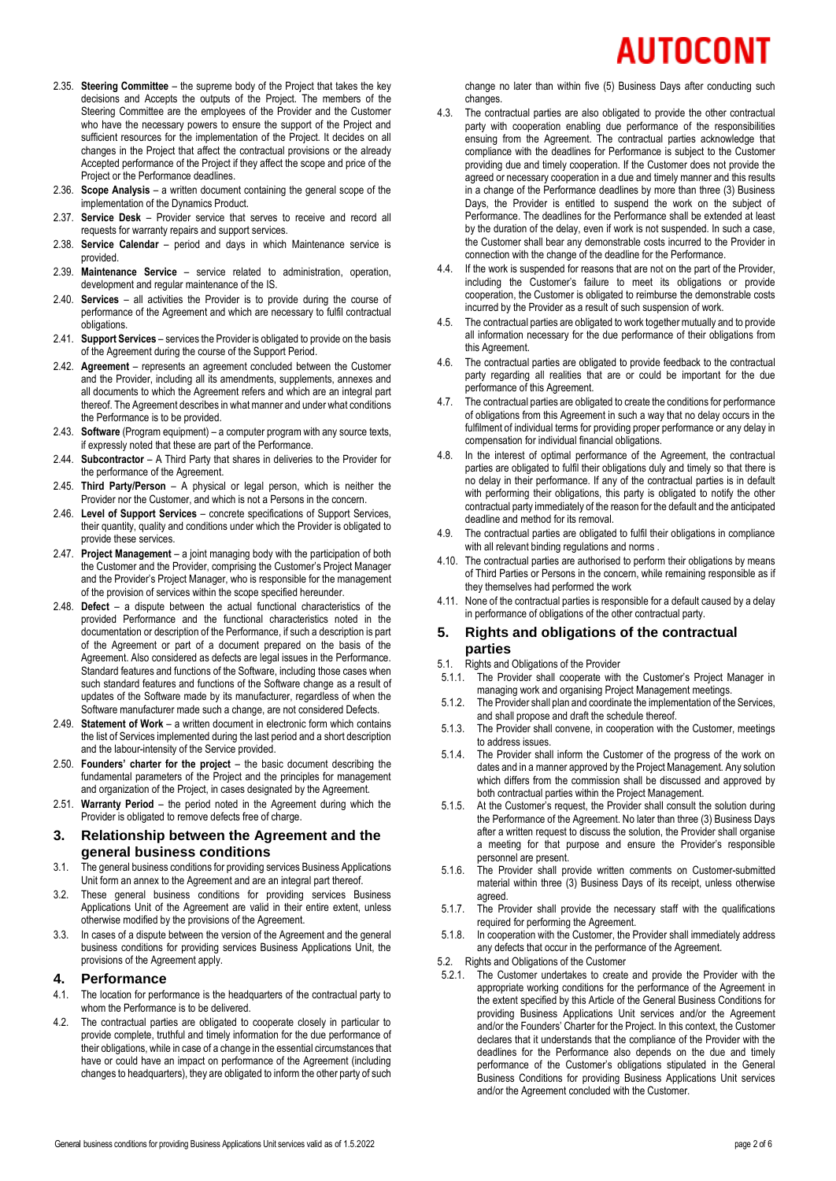2.35. **Steering Committee** – the supreme body of the Project that takes the key decisions and Accepts the outputs of the Project. The members of the Steering Committee are the employees of the Provider and the Customer who have the necessary powers to ensure the support of the Project and sufficient resources for the implementation of the Project. It decides on all changes in the Project that affect the contractual provisions or the already Accepted performance of the Project if they affect the scope and price of the Project or the Performance deadlines.

2.36. **Scope Analysis** – a written document containing the general scope of the implementation of the Dynamics Product.

2.37. **Service Desk** – Provider service that serves to receive and record all requests for warranty repairs and support services.

2.38. **Service Calendar** – period and days in which Maintenance service is provided.

2.39. **Maintenance Service** – service related to administration, operation, development and regular maintenance of the IS.

2.40. **Services** – all activities the Provider is to provide during the course of performance of the Agreement and which are necessary to fulfil contractual obligations.

2.41. **Support Services** – services the Provider is obligated to provide on the basis of the Agreement during the course of the Support Period.

2.42. **Agreement** – represents an agreement concluded between the Customer and the Provider, including all its amendments, supplements, annexes and all documents to which the Agreement refers and which are an integral part thereof. The Agreement describes in what manner and under what conditions the Performance is to be provided.

2.43. **Software** (Program equipment) – a computer program with any source texts, if expressly noted that these are part of the Performance.

2.44. **Subcontractor** – A Third Party that shares in deliveries to the Provider for the performance of the Agreement.

2.45. **Third Party/Person** – A physical or legal person, which is neither the Provider nor the Customer, and which is not a Persons in the concern.

2.46. **Level of Support Services** – concrete specifications of Support Services, their quantity, quality and conditions under which the Provider is obligated to provide these services.

2.47. **Project Management** – a joint managing body with the participation of both the Customer and the Provider, comprising the Customer's Project Manager and the Provider's Project Manager, who is responsible for the management of the provision of services within the scope specified hereunder.

2.48. **Defect** – a dispute between the actual functional characteristics of the provided Performance and the functional characteristics noted in the documentation or description of the Performance, if such a description is part of the Agreement or part of a document prepared on the basis of the Agreement. Also considered as defects are legal issues in the Performance. Standard features and functions of the Software, including those cases when such standard features and functions of the Software change as a result of updates of the Software made by its manufacturer, regardless of when the Software manufacturer made such a change, are not considered Defects.

2.49. **Statement of Work** – a written document in electronic form which contains the list of Services implemented during the last period and a short description and the labour-intensity of the Service provided.

2.50. **Founders' charter for the project** – the basic document describing the fundamental parameters of the Project and the principles for management and organization of the Project, in cases designated by the Agreement.

2.51. **Warranty Period** – the period noted in the Agreement during which the Provider is obligated to remove defects free of charge.

## 3. Relationship between the Agreement and the general business conditions

3.1. The general business conditions for providing services Business Applications Unit form an annex to the Agreement and are an integral part thereof.

3.2. These general business conditions for providing services Business Applications Unit of the Agreement are valid in their entire extent, unless otherwise modified by the provisions of the Agreement.

3.3. In cases of a dispute between the version of the Agreement and the general business conditions for providing services Business Applications Unit, the provisions of the Agreement apply.

## 4. Performance

4.1. The location for performance is the headquarters of the contractual party to whom the Performance is to be delivered.

4.2. The contractual parties are obligated to cooperate closely in particular to provide complete, truthful and timely information for the due performance of their obligations, while in case of a change in the essential circumstances that have or could have an impact on performance of the Agreement (including changes to headquarters), they are obligated to inform the other party of such change no later than within five (5) Business Days after conducting such changes.

4.3. The contractual parties are also obligated to provide the other contractual party with cooperation enabling due performance of the responsibilities ensuing from the Agreement. The contractual parties acknowledge that compliance with the deadlines for Performance is subject to the Customer providing due and timely cooperation. If the Customer does not provide the agreed or necessary cooperation in a due and timely manner and this results in a change of the Performance deadlines by more than three (3) Business Days, the Provider is entitled to suspend the work on the subject of Performance. The deadlines for the Performance shall be extended at least by the duration of the delay, even if work is not suspended. In such a case, the Customer shall bear any demonstrable costs incurred to the Provider in connection with the change of the deadline for the Performance.

4.4. If the work is suspended for reasons that are not on the part of the Provider, including the Customer's failure to meet its obligations or provide cooperation, the Customer is obligated to reimburse the demonstrable costs incurred by the Provider as a result of such suspension of work.

4.5. The contractual parties are obligated to work together mutually and to provide all information necessary for the due performance of their obligations from this Agreement.

4.6. The contractual parties are obligated to provide feedback to the contractual party regarding all realities that are or could be important for the due performance of this Agreement.

4.7. The contractual parties are obligated to create the conditions for performance of obligations from this Agreement in such a way that no delay occurs in the fulfilment of individual terms for providing proper performance or any delay in compensation for individual financial obligations.

4.8. In the interest of optimal performance of the Agreement, the contractual parties are obligated to fulfil their obligations duly and timely so that there is no delay in their performance. If any of the contractual parties is in default with performing their obligations, this party is obligated to notify the other contractual party immediately of the reason for the default and the anticipated deadline and method for its removal.

4.9. The contractual parties are obligated to fulfil their obligations in compliance with all relevant binding regulations and norms .

4.10. The contractual parties are authorised to perform their obligations by means of Third Parties or Persons in the concern, while remaining responsible as if they themselves had performed the work

4.11. None of the contractual parties is responsible for a default caused by a delay in performance of obligations of the other contractual party.

## 5. Rights and obligations of the contractual parties

5.1. Rights and Obligations of the Provider

5.1.1. The Provider shall cooperate with the Customer's Project Manager in managing work and organising Project Management meetings.

5.1.2. The Provider shall plan and coordinate the implementation of the Services, and shall propose and draft the schedule thereof.

5.1.3. The Provider shall convene, in cooperation with the Customer, meetings to address issues.

5.1.4. The Provider shall inform the Customer of the progress of the work on dates and in a manner approved by the Project Management. Any solution which differs from the commission shall be discussed and approved by both contractual parties within the Project Management.

5.1.5. At the Customer's request, the Provider shall consult the solution during the Performance of the Agreement. No later than three (3) Business Days after a written request to discuss the solution, the Provider shall organise a meeting for that purpose and ensure the Provider's responsible personnel are present.

5.1.6. The Provider shall provide written comments on Customer-submitted material within three (3) Business Days of its receipt, unless otherwise agreed.

5.1.7. The Provider shall provide the necessary staff with the qualifications required for performing the Agreement.

5.1.8. In cooperation with the Customer, the Provider shall immediately address any defects that occur in the performance of the Agreement.

5.2. Rights and Obligations of the Customer

5.2.1. The Customer undertakes to create and provide the Provider with the appropriate working conditions for the performance of the Agreement in the extent specified by this Article of the General Business Conditions for providing Business Applications Unit services and/or the Agreement and/or the Founders' Charter for the Project. In this context, the Customer declares that it understands that the compliance of the Provider with the deadlines for the Performance also depends on the due and timely performance of the Customer's obligations stipulated in the General Business Conditions for providing Business Applications Unit services and/or the Agreement concluded with the Customer.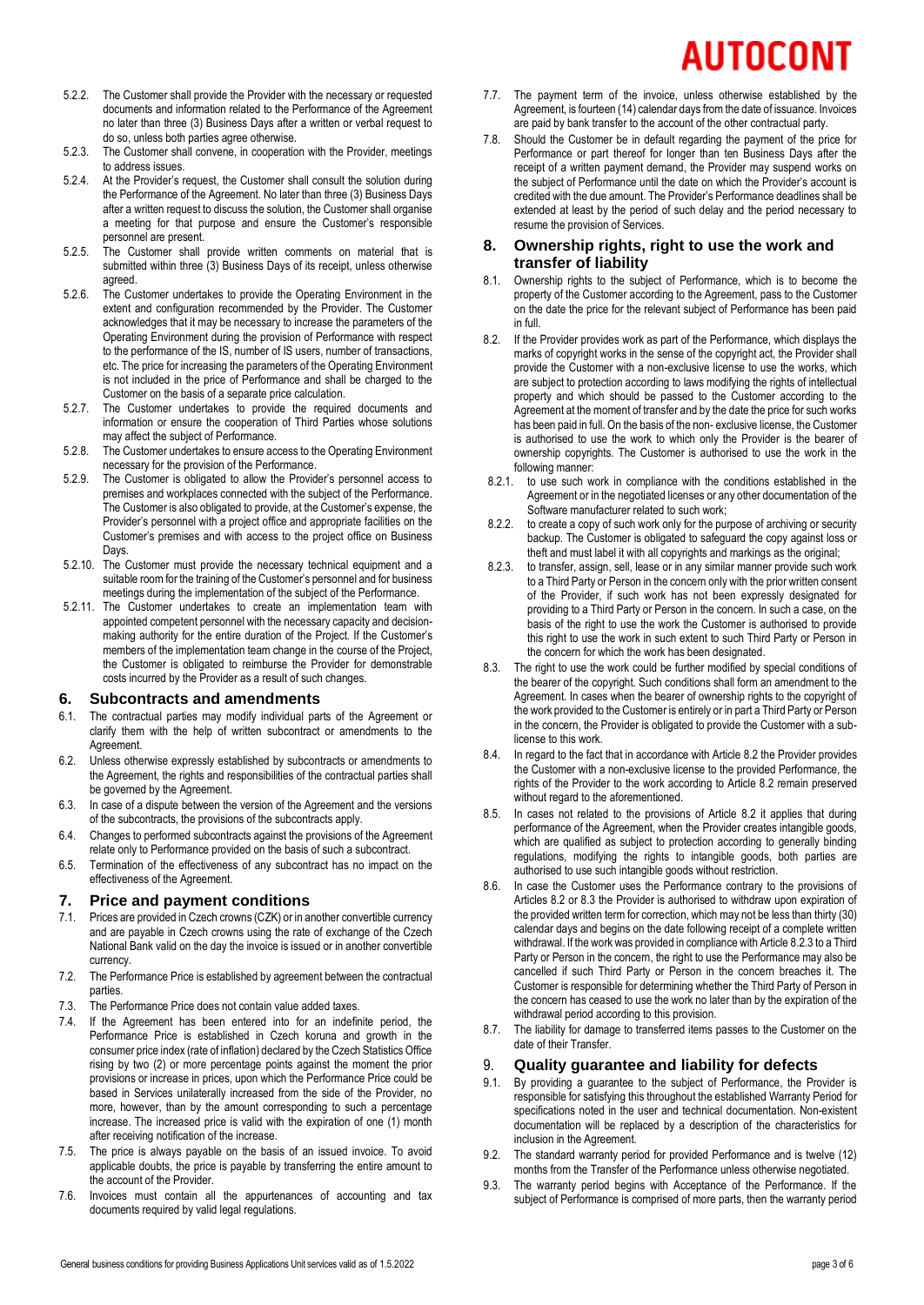5.2.2. The Customer shall provide the Provider with the necessary or requested documents and information related to the Performance of the Agreement no later than three (3) Business Days after a written or verbal request to do so, unless both parties agree otherwise.

5.2.3. The Customer shall convene, in cooperation with the Provider, meetings to address issues.

5.2.4. At the Provider's request, the Customer shall consult the solution during the Performance of the Agreement. No later than three (3) Business Days after a written request to discuss the solution, the Customer shall organise a meeting for that purpose and ensure the Customer's responsible personnel are present.

5.2.5. The Customer shall provide written comments on material that is submitted within three (3) Business Days of its receipt, unless otherwise agreed.

5.2.6. The Customer undertakes to provide the Operating Environment in the extent and configuration recommended by the Provider. The Customer acknowledges that it may be necessary to increase the parameters of the Operating Environment during the provision of Performance with respect to the performance of the IS, number of IS users, number of transactions, etc. The price for increasing the parameters of the Operating Environment is not included in the price of Performance and shall be charged to the Customer on the basis of a separate price calculation.

5.2.7. The Customer undertakes to provide the required documents and information or ensure the cooperation of Third Parties whose solutions may affect the subject of Performance.

5.2.8. The Customer undertakes to ensure access to the Operating Environment necessary for the provision of the Performance.

5.2.9. The Customer is obligated to allow the Provider's personnel access to premises and workplaces connected with the subject of the Performance. The Customer is also obligated to provide, at the Customer's expense, the Provider's personnel with a project office and appropriate facilities on the Customer's premises and with access to the project office on Business Days.

5.2.10. The Customer must provide the necessary technical equipment and a suitable room for the training of the Customer's personnel and for business meetings during the implementation of the subject of the Performance.

5.2.11. The Customer undertakes to create an implementation team with appointed competent personnel with the necessary capacity and decision-making authority for the entire duration of the Project. If the Customer's members of the implementation team change in the course of the Project, the Customer is obligated to reimburse the Provider for demonstrable costs incurred by the Provider as a result of such changes.

## 6. Subcontracts and amendments

6.1. The contractual parties may modify individual parts of the Agreement or clarify them with the help of written subcontract or amendments to the Agreement.

6.2. Unless otherwise expressly established by subcontracts or amendments to the Agreement, the rights and responsibilities of the contractual parties shall be governed by the Agreement.

6.3. In case of a dispute between the version of the Agreement and the versions of the subcontracts, the provisions of the subcontracts apply.

6.4. Changes to performed subcontracts against the provisions of the Agreement relate only to Performance provided on the basis of such a subcontract.

6.5. Termination of the effectiveness of any subcontract has no impact on the effectiveness of the Agreement.

## 7. Price and payment conditions

7.1. Prices are provided in Czech crowns (CZK) or in another convertible currency and are payable in Czech crowns using the rate of exchange of the Czech National Bank valid on the day the invoice is issued or in another convertible currency.

7.2. The Performance Price is established by agreement between the contractual parties.

7.3. The Performance Price does not contain value added taxes.

7.4. If the Agreement has been entered into for an indefinite period, the Performance Price is established in Czech koruna and growth in the consumer price index (rate of inflation) declared by the Czech Statistics Office rising by two (2) or more percentage points against the moment the prior provisions or increase in prices, upon which the Performance Price could be based in Services unilaterally increased from the side of the Provider, no more, however, than by the amount corresponding to such a percentage increase. The increased price is valid with the expiration of one (1) month after receiving notification of the increase.

7.5. The price is always payable on the basis of an issued invoice. To avoid applicable doubts, the price is payable by transferring the entire amount to the account of the Provider.

7.6. Invoices must contain all the appurtenances of accounting and tax documents required by valid legal regulations.

7.7. The payment term of the invoice, unless otherwise established by the Agreement, is fourteen (14) calendar days from the date of issuance. Invoices are paid by bank transfer to the account of the other contractual party.

7.8. Should the Customer be in default regarding the payment of the price for Performance or part thereof for longer than ten Business Days after the receipt of a written payment demand, the Provider may suspend works on the subject of Performance until the date on which the Provider's account is credited with the due amount. The Provider's Performance deadlines shall be extended at least by the period of such delay and the period necessary to resume the provision of Services.

## 8. Ownership rights, right to use the work and transfer of liability

8.1. Ownership rights to the subject of Performance, which is to become the property of the Customer according to the Agreement, pass to the Customer on the date the price for the relevant subject of Performance has been paid in full.

8.2. If the Provider provides work as part of the Performance, which displays the marks of copyright works in the sense of the copyright act, the Provider shall provide the Customer with a non-exclusive license to use the works, which are subject to protection according to laws modifying the rights of intellectual property and which should be passed to the Customer according to the Agreement at the moment of transfer and by the date the price for such works has been paid in full. On the basis of the non- exclusive license, the Customer is authorised to use the work to which only the Provider is the bearer of ownership copyrights. The Customer is authorised to use the work in the following manner:

8.2.1. to use such work in compliance with the conditions established in the Agreement or in the negotiated licenses or any other documentation of the Software manufacturer related to such work;

8.2.2. to create a copy of such work only for the purpose of archiving or security backup. The Customer is obligated to safeguard the copy against loss or theft and must label it with all copyrights and markings as the original;

8.2.3. to transfer, assign, sell, lease or in any similar manner provide such work to a Third Party or Person in the concern only with the prior written consent of the Provider, if such work has not been expressly designated for providing to a Third Party or Person in the concern. In such a case, on the basis of the right to use the work the Customer is authorised to provide this right to use the work in such extent to such Third Party or Person in the concern for which the work has been designated.

8.3. The right to use the work could be further modified by special conditions of the bearer of the copyright. Such conditions shall form an amendment to the Agreement. In cases when the bearer of ownership rights to the copyright of the work provided to the Customer is entirely or in part a Third Party or Person in the concern, the Provider is obligated to provide the Customer with a sub-license to this work.

8.4. In regard to the fact that in accordance with Article 8.2 the Provider provides the Customer with a non-exclusive license to the provided Performance, the rights of the Provider to the work according to Article 8.2 remain preserved without regard to the aforementioned.

8.5. In cases not related to the provisions of Article 8.2 it applies that during performance of the Agreement, when the Provider creates intangible goods, which are qualified as subject to protection according to generally binding regulations, modifying the rights to intangible goods, both parties are authorised to use such intangible goods without restriction.

8.6. In case the Customer uses the Performance contrary to the provisions of Articles 8.2 or 8.3 the Provider is authorised to withdraw upon expiration of the provided written term for correction, which may not be less than thirty (30) calendar days and begins on the date following receipt of a complete written withdrawal. If the work was provided in compliance with Article 8.2.3 to a Third Party or Person in the concern, the right to use the Performance may also be cancelled if such Third Party or Person in the concern breaches it. The Customer is responsible for determining whether the Third Party of Person in the concern has ceased to use the work no later than by the expiration of the withdrawal period according to this provision.

8.7. The liability for damage to transferred items passes to the Customer on the date of their Transfer.

## 9. Quality guarantee and liability for defects

9.1. By providing a guarantee to the subject of Performance, the Provider is responsible for satisfying this throughout the established Warranty Period for specifications noted in the user and technical documentation. Non-existent documentation will be replaced by a description of the characteristics for inclusion in the Agreement.

9.2. The standard warranty period for provided Performance and is twelve (12) months from the Transfer of the Performance unless otherwise negotiated.

9.3. The warranty period begins with Acceptance of the Performance. If the subject of Performance is comprised of more parts, then the warranty period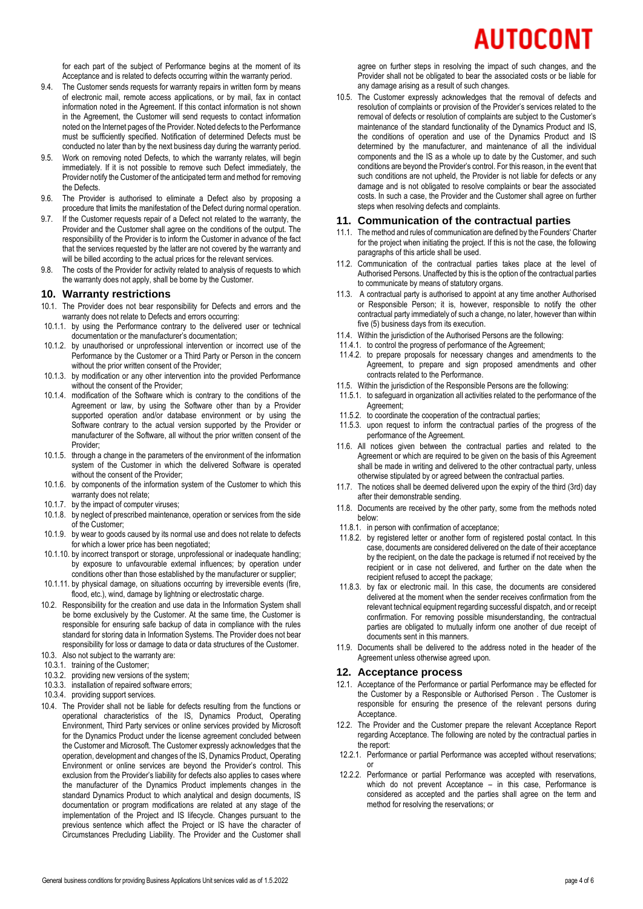for each part of the subject of Performance begins at the moment of its Acceptance and is related to defects occurring within the warranty period.

9.4. The Customer sends requests for warranty repairs in written form by means of electronic mail, remote access applications, or by mail, fax in contact information noted in the Agreement. If this contact information is not shown in the Agreement, the Customer will send requests to contact information noted on the Internet pages of the Provider. Noted defects to the Performance must be sufficiently specified. Notification of determined Defects must be conducted no later than by the next business day during the warranty period.

9.5. Work on removing noted Defects, to which the warranty relates, will begin immediately. If it is not possible to remove such Defect immediately, the Provider notify the Customer of the anticipated term and method for removing the Defects.

9.6. The Provider is authorised to eliminate a Defect also by proposing a procedure that limits the manifestation of the Defect during normal operation.

9.7. If the Customer requests repair of a Defect not related to the warranty, the Provider and the Customer shall agree on the conditions of the output. The responsibility of the Provider is to inform the Customer in advance of the fact that the services requested by the latter are not covered by the warranty and will be billed according to the actual prices for the relevant services.

9.8. The costs of the Provider for activity related to analysis of requests to which the warranty does not apply, shall be borne by the Customer.

## 10. Warranty restrictions

10.1. The Provider does not bear responsibility for Defects and errors and the warranty does not relate to Defects and errors occurring:

10.1.1. by using the Performance contrary to the delivered user or technical documentation or the manufacturer's documentation;

10.1.2. by unauthorised or unprofessional intervention or incorrect use of the Performance by the Customer or a Third Party or Person in the concern without the prior written consent of the Provider;

10.1.3. by modification or any other intervention into the provided Performance without the consent of the Provider;

10.1.4. modification of the Software which is contrary to the conditions of the Agreement or law, by using the Software other than by a Provider supported operation and/or database environment or by using the Software contrary to the actual version supported by the Provider or manufacturer of the Software, all without the prior written consent of the Provider;

10.1.5. through a change in the parameters of the environment of the information system of the Customer in which the delivered Software is operated without the consent of the Provider;

10.1.6. by components of the information system of the Customer to which this warranty does not relate;

10.1.7. by the impact of computer viruses;

10.1.8. by neglect of prescribed maintenance, operation or services from the side of the Customer;

10.1.9. by wear to goods caused by its normal use and does not relate to defects for which a lower price has been negotiated;

10.1.10. by incorrect transport or storage, unprofessional or inadequate handling; by exposure to unfavourable external influences; by operation under conditions other than those established by the manufacturer or supplier;

10.1.11. by physical damage, on situations occurring by irreversible events (fire, flood, etc.), wind, damage by lightning or electrostatic charge.

10.2. Responsibility for the creation and use data in the Information System shall be borne exclusively by the Customer. At the same time, the Customer is responsible for ensuring safe backup of data in compliance with the rules standard for storing data in Information Systems. The Provider does not bear responsibility for loss or damage to data or data structures of the Customer.

10.3. Also not subject to the warranty are:

10.3.1. training of the Customer;

10.3.2. providing new versions of the system;

10.3.3. installation of repaired software errors;

10.3.4. providing support services.

10.4. The Provider shall not be liable for defects resulting from the functions or operational characteristics of the IS, Dynamics Product, Operating Environment, Third Party services or online services provided by Microsoft for the Dynamics Product under the license agreement concluded between the Customer and Microsoft. The Customer expressly acknowledges that the operation, development and changes of the IS, Dynamics Product, Operating Environment or online services are beyond the Provider's control. This exclusion from the Provider's liability for defects also applies to cases where the manufacturer of the Dynamics Product implements changes in the standard Dynamics Product to which analytical and design documents, IS documentation or program modifications are related at any stage of the implementation of the Project and IS lifecycle. Changes pursuant to the previous sentence which affect the Project or IS have the character of Circumstances Precluding Liability. The Provider and the Customer shall agree on further steps in resolving the impact of such changes, and the Provider shall not be obligated to bear the associated costs or be liable for any damage arising as a result of such changes.

10.5. The Customer expressly acknowledges that the removal of defects and resolution of complaints or provision of the Provider's services related to the removal of defects or resolution of complaints are subject to the Customer's maintenance of the standard functionality of the Dynamics Product and IS, the conditions of operation and use of the Dynamics Product and IS determined by the manufacturer, and maintenance of all the individual components and the IS as a whole up to date by the Customer, and such conditions are beyond the Provider's control. For this reason, in the event that such conditions are not upheld, the Provider is not liable for defects or any damage and is not obligated to resolve complaints or bear the associated costs. In such a case, the Provider and the Customer shall agree on further steps when resolving defects and complaints.

## 11. Communication of the contractual parties

11.1. The method and rules of communication are defined by the Founders' Charter for the project when initiating the project. If this is not the case, the following paragraphs of this article shall be used.

11.2. Communication of the contractual parties takes place at the level of Authorised Persons. Unaffected by this is the option of the contractual parties to communicate by means of statutory organs.

11.3. A contractual party is authorised to appoint at any time another Authorised or Responsible Person; it is, however, responsible to notify the other contractual party immediately of such a change, no later, however than within five (5) business days from its execution.

11.4. Within the jurisdiction of the Authorised Persons are the following:

11.4.1. to control the progress of performance of the Agreement;

11.4.2. to prepare proposals for necessary changes and amendments to the Agreement, to prepare and sign proposed amendments and other contracts related to the Performance.

11.5. Within the jurisdiction of the Responsible Persons are the following:

11.5.1. to safeguard in organization all activities related to the performance of the Agreement;

11.5.2. to coordinate the cooperation of the contractual parties;

11.5.3. upon request to inform the contractual parties of the progress of the performance of the Agreement.

11.6. All notices given between the contractual parties and related to the Agreement or which are required to be given on the basis of this Agreement shall be made in writing and delivered to the other contractual party, unless otherwise stipulated by or agreed between the contractual parties.

11.7. The notices shall be deemed delivered upon the expiry of the third (3rd) day after their demonstrable sending.

11.8. Documents are received by the other party, some from the methods noted below:

11.8.1. in person with confirmation of acceptance;

11.8.2. by registered letter or another form of registered postal contact. In this case, documents are considered delivered on the date of their acceptance by the recipient, on the date the package is returned if not received by the recipient or in case not delivered, and further on the date when the recipient refused to accept the package;

11.8.3. by fax or electronic mail. In this case, the documents are considered delivered at the moment when the sender receives confirmation from the relevant technical equipment regarding successful dispatch, and or receipt confirmation. For removing possible misunderstanding, the contractual parties are obligated to mutually inform one another of due receipt of documents sent in this manners.

11.9. Documents shall be delivered to the address noted in the header of the Agreement unless otherwise agreed upon.

## 12. Acceptance process

12.1. Acceptance of the Performance or partial Performance may be effected for the Customer by a Responsible or Authorised Person . The Customer is responsible for ensuring the presence of the relevant persons during Acceptance.

12.2. The Provider and the Customer prepare the relevant Acceptance Report regarding Acceptance. The following are noted by the contractual parties in the report:

12.2.1. Performance or partial Performance was accepted without reservations; or

12.2.2. Performance or partial Performance was accepted with reservations, which do not prevent Acceptance – in this case, Performance is considered as accepted and the parties shall agree on the term and method for resolving the reservations; or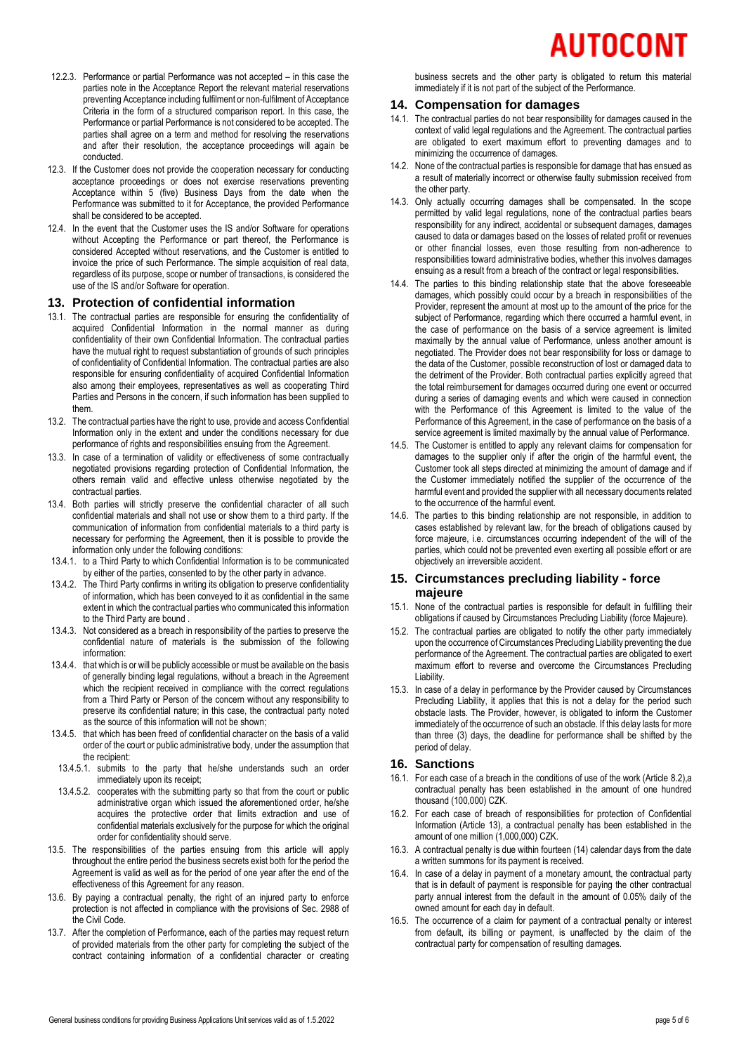12.2.3. Performance or partial Performance was not accepted – in this case the parties note in the Acceptance Report the relevant material reservations preventing Acceptance including fulfilment or non-fulfilment of Acceptance Criteria in the form of a structured comparison report. In this case, the Performance or partial Performance is not considered to be accepted. The parties shall agree on a term and method for resolving the reservations and after their resolution, the acceptance proceedings will again be conducted.

12.3. If the Customer does not provide the cooperation necessary for conducting acceptance proceedings or does not exercise reservations preventing Acceptance within 5 (five) Business Days from the date when the Performance was submitted to it for Acceptance, the provided Performance shall be considered to be accepted.

12.4. In the event that the Customer uses the IS and/or Software for operations without Accepting the Performance or part thereof, the Performance is considered Accepted without reservations, and the Customer is entitled to invoice the price of such Performance. The simple acquisition of real data, regardless of its purpose, scope or number of transactions, is considered the use of the IS and/or Software for operation.

## 13. Protection of confidential information

13.1. The contractual parties are responsible for ensuring the confidentiality of acquired Confidential Information in the normal manner as during confidentiality of their own Confidential Information. The contractual parties have the mutual right to request substantiation of grounds of such principles of confidentiality of Confidential Information. The contractual parties are also responsible for ensuring confidentiality of acquired Confidential Information also among their employees, representatives as well as cooperating Third Parties and Persons in the concern, if such information has been supplied to them.

13.2. The contractual parties have the right to use, provide and access Confidential Information only in the extent and under the conditions necessary for due performance of rights and responsibilities ensuing from the Agreement.

13.3. In case of a termination of validity or effectiveness of some contractually negotiated provisions regarding protection of Confidential Information, the others remain valid and effective unless otherwise negotiated by the contractual parties.

13.4. Both parties will strictly preserve the confidential character of all such confidential materials and shall not use or show them to a third party. If the communication of information from confidential materials to a third party is necessary for performing the Agreement, then it is possible to provide the information only under the following conditions:

13.4.1. to a Third Party to which Confidential Information is to be communicated by either of the parties, consented to by the other party in advance.

13.4.2. The Third Party confirms in writing its obligation to preserve confidentiality of information, which has been conveyed to it as confidential in the same extent in which the contractual parties who communicated this information to the Third Party are bound .

13.4.3. Not considered as a breach in responsibility of the parties to preserve the confidential nature of materials is the submission of the following information:

13.4.4. that which is or will be publicly accessible or must be available on the basis of generally binding legal regulations, without a breach in the Agreement which the recipient received in compliance with the correct regulations from a Third Party or Person of the concern without any responsibility to preserve its confidential nature; in this case, the contractual party noted as the source of this information will not be shown;

13.4.5. that which has been freed of confidential character on the basis of a valid order of the court or public administrative body, under the assumption that the recipient:

13.4.5.1. submits to the party that he/she understands such an order immediately upon its receipt;

13.4.5.2. cooperates with the submitting party so that from the court or public administrative organ which issued the aforementioned order, he/she acquires the protective order that limits extraction and use of confidential materials exclusively for the purpose for which the original order for confidentiality should serve.

13.5. The responsibilities of the parties ensuing from this article will apply throughout the entire period the business secrets exist both for the period the Agreement is valid as well as for the period of one year after the end of the effectiveness of this Agreement for any reason.

13.6. By paying a contractual penalty, the right of an injured party to enforce protection is not affected in compliance with the provisions of Sec. 2988 of the Civil Code.

13.7. After the completion of Performance, each of the parties may request return of provided materials from the other party for completing the subject of the contract containing information of a confidential character or creating business secrets and the other party is obligated to return this material immediately if it is not part of the subject of the Performance.

## 14. Compensation for damages

14.1. The contractual parties do not bear responsibility for damages caused in the context of valid legal regulations and the Agreement. The contractual parties are obligated to exert maximum effort to preventing damages and to minimizing the occurrence of damages.

14.2. None of the contractual parties is responsible for damage that has ensued as a result of materially incorrect or otherwise faulty submission received from the other party.

14.3. Only actually occurring damages shall be compensated. In the scope permitted by valid legal regulations, none of the contractual parties bears responsibility for any indirect, accidental or subsequent damages, damages caused to data or damages based on the losses of related profit or revenues or other financial losses, even those resulting from non-adherence to responsibilities toward administrative bodies, whether this involves damages ensuing as a result from a breach of the contract or legal responsibilities.

14.4. The parties to this binding relationship state that the above foreseeable damages, which possibly could occur by a breach in responsibilities of the Provider, represent the amount at most up to the amount of the price for the subject of Performance, regarding which there occurred a harmful event, in the case of performance on the basis of a service agreement is limited maximally by the annual value of Performance, unless another amount is negotiated. The Provider does not bear responsibility for loss or damage to the data of the Customer, possible reconstruction of lost or damaged data to the detriment of the Provider. Both contractual parties explicitly agreed that the total reimbursement for damages occurred during one event or occurred during a series of damaging events and which were caused in connection with the Performance of this Agreement is limited to the value of the Performance of this Agreement, in the case of performance on the basis of a service agreement is limited maximally by the annual value of Performance.

14.5. The Customer is entitled to apply any relevant claims for compensation for damages to the supplier only if after the origin of the harmful event, the Customer took all steps directed at minimizing the amount of damage and if the Customer immediately notified the supplier of the occurrence of the harmful event and provided the supplier with all necessary documents related to the occurrence of the harmful event.

14.6. The parties to this binding relationship are not responsible, in addition to cases established by relevant law, for the breach of obligations caused by force majeure, i.e. circumstances occurring independent of the will of the parties, which could not be prevented even exerting all possible effort or are objectively an irreversible accident.

## 15. Circumstances precluding liability - force majeure

15.1. None of the contractual parties is responsible for default in fulfilling their obligations if caused by Circumstances Precluding Liability (force Majeure).

15.2. The contractual parties are obligated to notify the other party immediately upon the occurrence of Circumstances Precluding Liability preventing the due performance of the Agreement. The contractual parties are obligated to exert maximum effort to reverse and overcome the Circumstances Precluding Liability.

15.3. In case of a delay in performance by the Provider caused by Circumstances Precluding Liability, it applies that this is not a delay for the period such obstacle lasts. The Provider, however, is obligated to inform the Customer immediately of the occurrence of such an obstacle. If this delay lasts for more than three (3) days, the deadline for performance shall be shifted by the period of delay.

## 16. Sanctions

16.1. For each case of a breach in the conditions of use of the work (Article 8.2),a contractual penalty has been established in the amount of one hundred thousand (100,000) CZK.

16.2. For each case of breach of responsibilities for protection of Confidential Information (Article 13), a contractual penalty has been established in the amount of one million (1,000,000) CZK.

16.3. A contractual penalty is due within fourteen (14) calendar days from the date a written summons for its payment is received.

16.4. In case of a delay in payment of a monetary amount, the contractual party that is in default of payment is responsible for paying the other contractual party annual interest from the default in the amount of 0.05% daily of the owned amount for each day in default.

16.5. The occurrence of a claim for payment of a contractual penalty or interest from default, its billing or payment, is unaffected by the claim of the contractual party for compensation of resulting damages.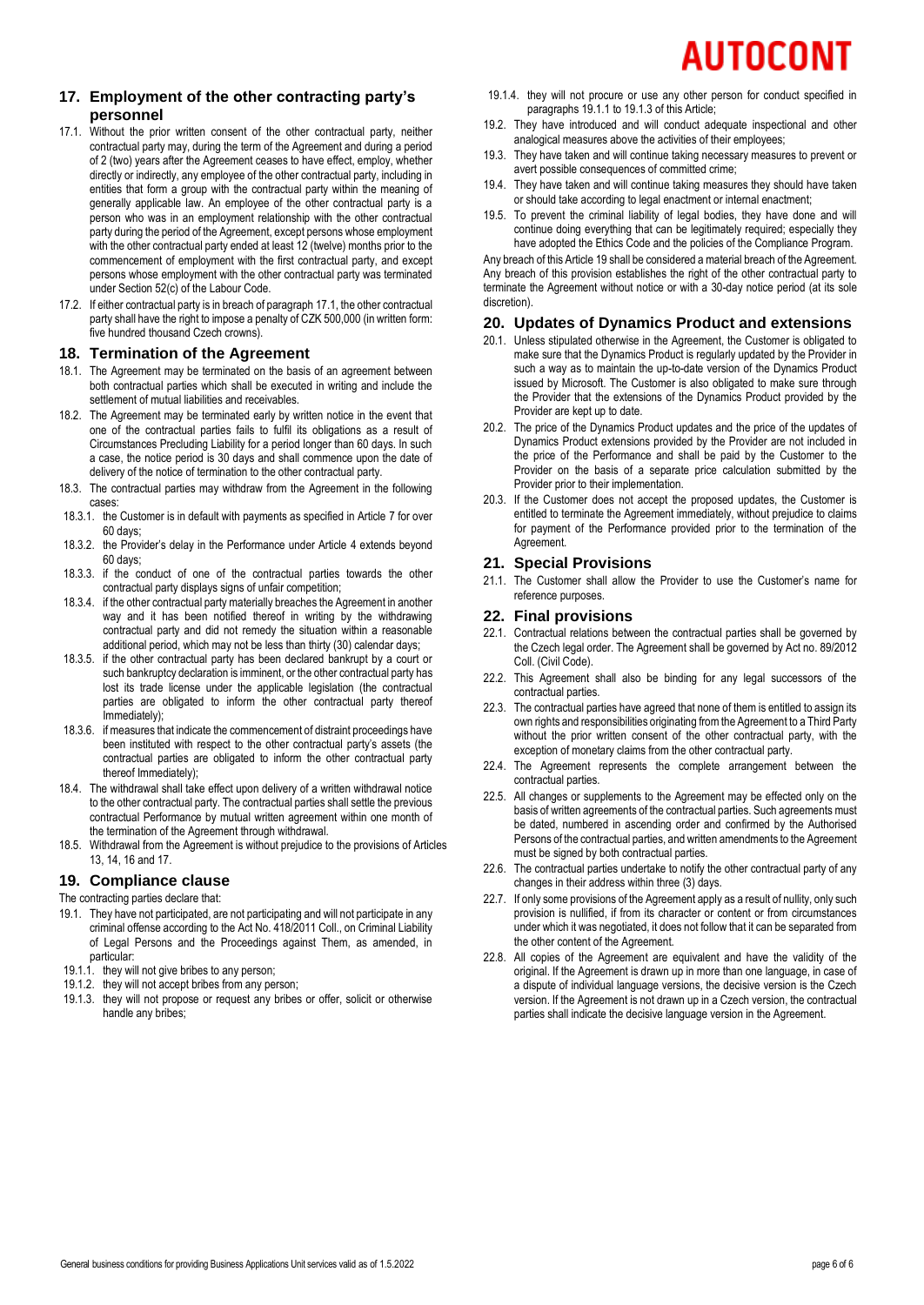## 17. Employment of the other contracting party's personnel

17.1. Without the prior written consent of the other contractual party, neither contractual party may, during the term of the Agreement and during a period of 2 (two) years after the Agreement ceases to have effect, employ, whether directly or indirectly, any employee of the other contractual party, including in entities that form a group with the contractual party within the meaning of generally applicable law. An employee of the other contractual party is a person who was in an employment relationship with the other contractual party during the period of the Agreement, except persons whose employment with the other contractual party ended at least 12 (twelve) months prior to the commencement of employment with the first contractual party, and except persons whose employment with the other contractual party was terminated under Section 52(c) of the Labour Code.

17.2. If either contractual party is in breach of paragraph 17.1, the other contractual party shall have the right to impose a penalty of CZK 500,000 (in written form: five hundred thousand Czech crowns).

## 18. Termination of the Agreement

18.1. The Agreement may be terminated on the basis of an agreement between both contractual parties which shall be executed in writing and include the settlement of mutual liabilities and receivables.

18.2. The Agreement may be terminated early by written notice in the event that one of the contractual parties fails to fulfil its obligations as a result of Circumstances Precluding Liability for a period longer than 60 days. In such a case, the notice period is 30 days and shall commence upon the date of delivery of the notice of termination to the other contractual party.

18.3. The contractual parties may withdraw from the Agreement in the following cases:

18.3.1. the Customer is in default with payments as specified in Article 7 for over 60 days;

18.3.2. the Provider's delay in the Performance under Article 4 extends beyond 60 days;

18.3.3. if the conduct of one of the contractual parties towards the other contractual party displays signs of unfair competition;

18.3.4. if the other contractual party materially breaches the Agreement in another way and it has been notified thereof in writing by the withdrawing contractual party and did not remedy the situation within a reasonable additional period, which may not be less than thirty (30) calendar days;

18.3.5. if the other contractual party has been declared bankrupt by a court or such bankruptcy declaration is imminent, or the other contractual party has lost its trade license under the applicable legislation (the contractual parties are obligated to inform the other contractual party thereof Immediately);

18.3.6. if measures that indicate the commencement of distraint proceedings have been instituted with respect to the other contractual party's assets (the contractual parties are obligated to inform the other contractual party thereof Immediately);

18.4. The withdrawal shall take effect upon delivery of a written withdrawal notice to the other contractual party. The contractual parties shall settle the previous contractual Performance by mutual written agreement within one month of the termination of the Agreement through withdrawal.

18.5. Withdrawal from the Agreement is without prejudice to the provisions of Articles 13, 14, 16 and 17.

## 19. Compliance clause

The contracting parties declare that:

19.1. They have not participated, are not participating and will not participate in any criminal offense according to the Act No. 418/2011 Coll., on Criminal Liability of Legal Persons and the Proceedings against Them, as amended, in particular:

19.1.1. they will not give bribes to any person;

19.1.2. they will not accept bribes from any person;

19.1.3. they will not propose or request any bribes or offer, solicit or otherwise handle any bribes;

19.1.4. they will not procure or use any other person for conduct specified in paragraphs 19.1.1 to 19.1.3 of this Article;

19.2. They have introduced and will conduct adequate inspectional and other analogical measures above the activities of their employees;

19.3. They have taken and will continue taking necessary measures to prevent or avert possible consequences of committed crime;

19.4. They have taken and will continue taking measures they should have taken or should take according to legal enactment or internal enactment;

19.5. To prevent the criminal liability of legal bodies, they have done and will continue doing everything that can be legitimately required; especially they have adopted the Ethics Code and the policies of the Compliance Program.

Any breach of this Article 19 shall be considered a material breach of the Agreement. Any breach of this provision establishes the right of the other contractual party to terminate the Agreement without notice or with a 30-day notice period (at its sole discretion).

## 20. Updates of Dynamics Product and extensions

20.1. Unless stipulated otherwise in the Agreement, the Customer is obligated to make sure that the Dynamics Product is regularly updated by the Provider in such a way as to maintain the up-to-date version of the Dynamics Product issued by Microsoft. The Customer is also obligated to make sure through the Provider that the extensions of the Dynamics Product provided by the Provider are kept up to date.

20.2. The price of the Dynamics Product updates and the price of the updates of Dynamics Product extensions provided by the Provider are not included in the price of the Performance and shall be paid by the Customer to the Provider on the basis of a separate price calculation submitted by the Provider prior to their implementation.

20.3. If the Customer does not accept the proposed updates, the Customer is entitled to terminate the Agreement immediately, without prejudice to claims for payment of the Performance provided prior to the termination of the Agreement.

## 21. Special Provisions

21.1. The Customer shall allow the Provider to use the Customer's name for reference purposes.

## 22. Final provisions

22.1. Contractual relations between the contractual parties shall be governed by the Czech legal order. The Agreement shall be governed by Act no. 89/2012 Coll. (Civil Code).

22.2. This Agreement shall also be binding for any legal successors of the contractual parties.

22.3. The contractual parties have agreed that none of them is entitled to assign its own rights and responsibilities originating from the Agreement to a Third Party without the prior written consent of the other contractual party, with the exception of monetary claims from the other contractual party.

22.4. The Agreement represents the complete arrangement between the contractual parties.

22.5. All changes or supplements to the Agreement may be effected only on the basis of written agreements of the contractual parties. Such agreements must be dated, numbered in ascending order and confirmed by the Authorised Persons of the contractual parties, and written amendments to the Agreement must be signed by both contractual parties.

22.6. The contractual parties undertake to notify the other contractual party of any changes in their address within three (3) days.

22.7. If only some provisions of the Agreement apply as a result of nullity, only such provision is nullified, if from its character or content or from circumstances under which it was negotiated, it does not follow that it can be separated from the other content of the Agreement.

22.8. All copies of the Agreement are equivalent and have the validity of the original. If the Agreement is drawn up in more than one language, in case of a dispute of individual language versions, the decisive version is the Czech version. If the Agreement is not drawn up in a Czech version, the contractual parties shall indicate the decisive language version in the Agreement.